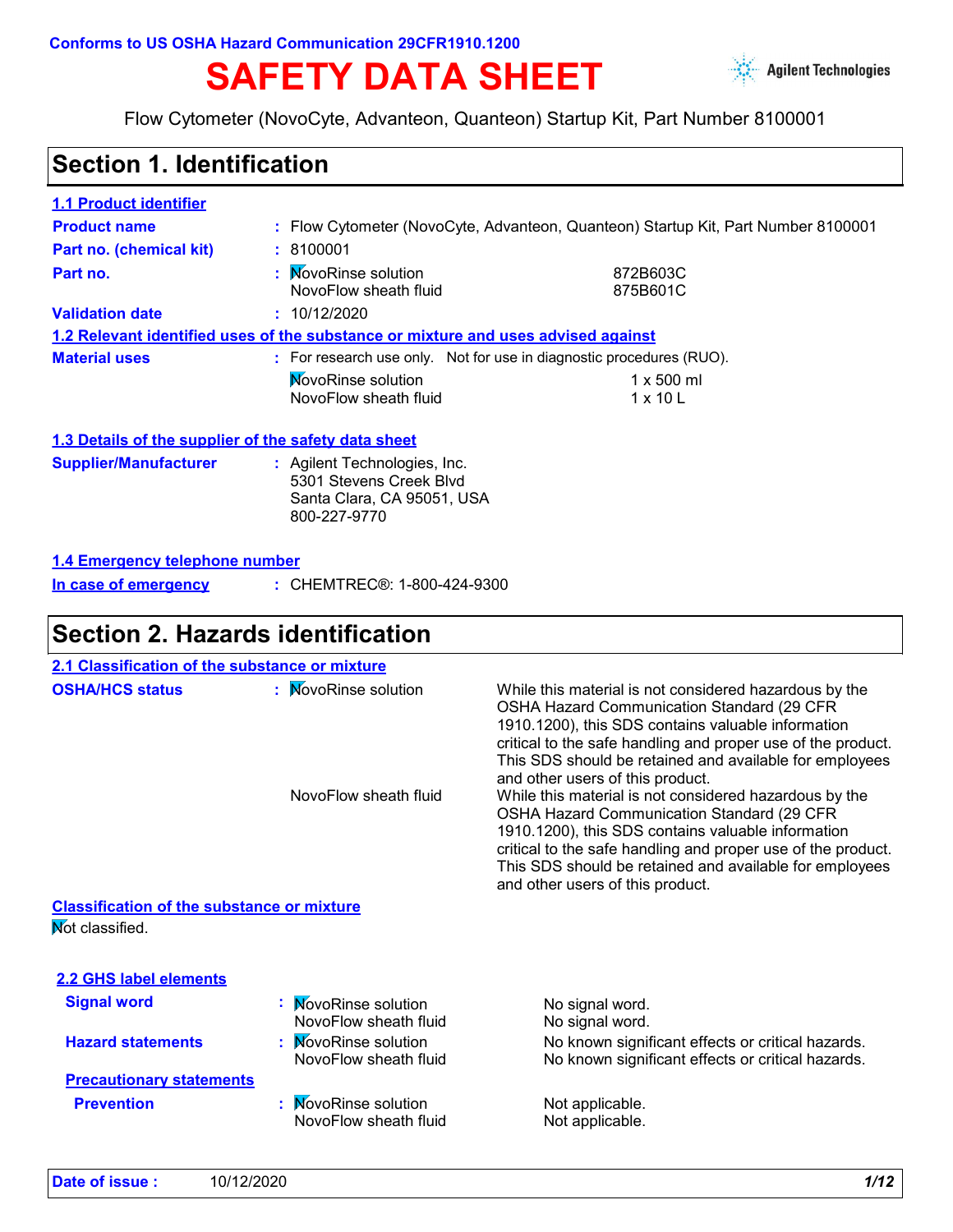**Conforms to US OSHA Hazard Communication 29CFR1910.1200**

# SAFETY DATA SHEET

Agilent Technologies

Flow Cytometer (NovoCyte, Advanteon, Quanteon) Startup Kit, Part Number 8100001

## Section 1. Identification

### 1.1 Product identifier

**Product name** : Flow Cytometer (NovoCyte, Advanteon, Quanteon) Startup Kit, Part Number 8100001

**Part no. (chemical kit)** : 8100001

**Part no.** :

| | |
|---|---|
| NovoRinse solution | 872B603C |
| NovoFlow sheath fluid | 875B601C |

**Validation date** : 10/12/2020

### 1.2 Relevant identified uses of the substance or mixture and uses advised against

**Material uses** : For research use only. Not for use in diagnostic procedures (RUO).

| | |
|---|---|
| NovoRinse solution | 1 x 500 ml |
| NovoFlow sheath fluid | 1 x 10 L |

### 1.3 Details of the supplier of the safety data sheet

**Supplier/Manufacturer** : Agilent Technologies, Inc.
5301 Stevens Creek Blvd
Santa Clara, CA 95051, USA
800-227-9770

### 1.4 Emergency telephone number

**In case of emergency** : CHEMTREC®: 1-800-424-9300

## Section 2. Hazards identification

### 2.1 Classification of the substance or mixture

**OSHA/HCS status** :

| | |
|---|---|
| NovoRinse solution | While this material is not considered hazardous by the OSHA Hazard Communication Standard (29 CFR 1910.1200), this SDS contains valuable information critical to the safe handling and proper use of the product. This SDS should be retained and available for employees and other users of this product. |
| NovoFlow sheath fluid | While this material is not considered hazardous by the OSHA Hazard Communication Standard (29 CFR 1910.1200), this SDS contains valuable information critical to the safe handling and proper use of the product. This SDS should be retained and available for employees and other users of this product. |

**Classification of the substance or mixture**

Not classified.

### 2.2 GHS label elements

**Signal word** :

| | |
|---|---|
| NovoRinse solution | No signal word. |
| NovoFlow sheath fluid | No signal word. |

**Hazard statements** :

| | |
|---|---|
| NovoRinse solution | No known significant effects or critical hazards. |
| NovoFlow sheath fluid | No known significant effects or critical hazards. |

**Precautionary statements**

**Prevention** :

| | |
|---|---|
| NovoRinse solution | Not applicable. |
| NovoFlow sheath fluid | Not applicable. |

**Date of issue :** 10/12/2020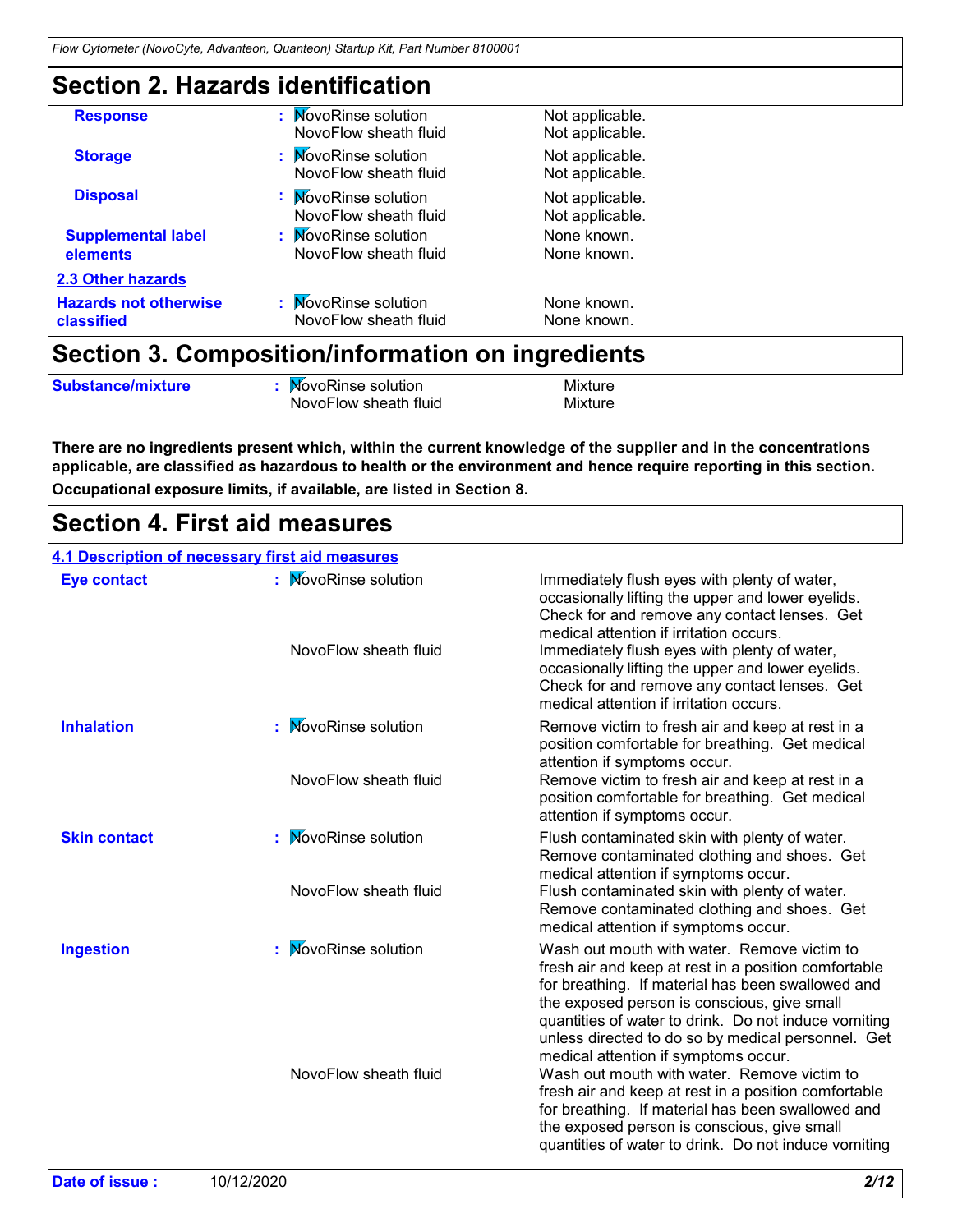## Section 2. Hazards identification

| | | |
|---|---|---|
| **Response** | NovoRinse solution | Not applicable. |
| | NovoFlow sheath fluid | Not applicable. |
| **Storage** | NovoRinse solution | Not applicable. |
| | NovoFlow sheath fluid | Not applicable. |
| **Disposal** | NovoRinse solution | Not applicable. |
| | NovoFlow sheath fluid | Not applicable. |
| **Supplemental label elements** | NovoRinse solution | None known. |
| | NovoFlow sheath fluid | None known. |

**2.3 Other hazards**

| | | |
|---|---|---|
| **Hazards not otherwise classified** | NovoRinse solution | None known. |
| | NovoFlow sheath fluid | None known. |

## Section 3. Composition/information on ingredients

| | | |
|---|---|---|
| **Substance/mixture** | NovoRinse solution | Mixture |
| | NovoFlow sheath fluid | Mixture |

**There are no ingredients present which, within the current knowledge of the supplier and in the concentrations applicable, are classified as hazardous to health or the environment and hence require reporting in this section.**

**Occupational exposure limits, if available, are listed in Section 8.**

## Section 4. First aid measures

**4.1 Description of necessary first aid measures**

| | | |
|---|---|---|
| **Eye contact** | NovoRinse solution | Immediately flush eyes with plenty of water, occasionally lifting the upper and lower eyelids. Check for and remove any contact lenses. Get medical attention if irritation occurs. |
| | NovoFlow sheath fluid | Immediately flush eyes with plenty of water, occasionally lifting the upper and lower eyelids. Check for and remove any contact lenses. Get medical attention if irritation occurs. |
| **Inhalation** | NovoRinse solution | Remove victim to fresh air and keep at rest in a position comfortable for breathing. Get medical attention if symptoms occur. |
| | NovoFlow sheath fluid | Remove victim to fresh air and keep at rest in a position comfortable for breathing. Get medical attention if symptoms occur. |
| **Skin contact** | NovoRinse solution | Flush contaminated skin with plenty of water. Remove contaminated clothing and shoes. Get medical attention if symptoms occur. |
| | NovoFlow sheath fluid | Flush contaminated skin with plenty of water. Remove contaminated clothing and shoes. Get medical attention if symptoms occur. |
| **Ingestion** | NovoRinse solution | Wash out mouth with water. Remove victim to fresh air and keep at rest in a position comfortable for breathing. If material has been swallowed and the exposed person is conscious, give small quantities of water to drink. Do not induce vomiting unless directed to do so by medical personnel. Get medical attention if symptoms occur. |
| | NovoFlow sheath fluid | Wash out mouth with water. Remove victim to fresh air and keep at rest in a position comfortable for breathing. If material has been swallowed and the exposed person is conscious, give small quantities of water to drink. Do not induce vomiting |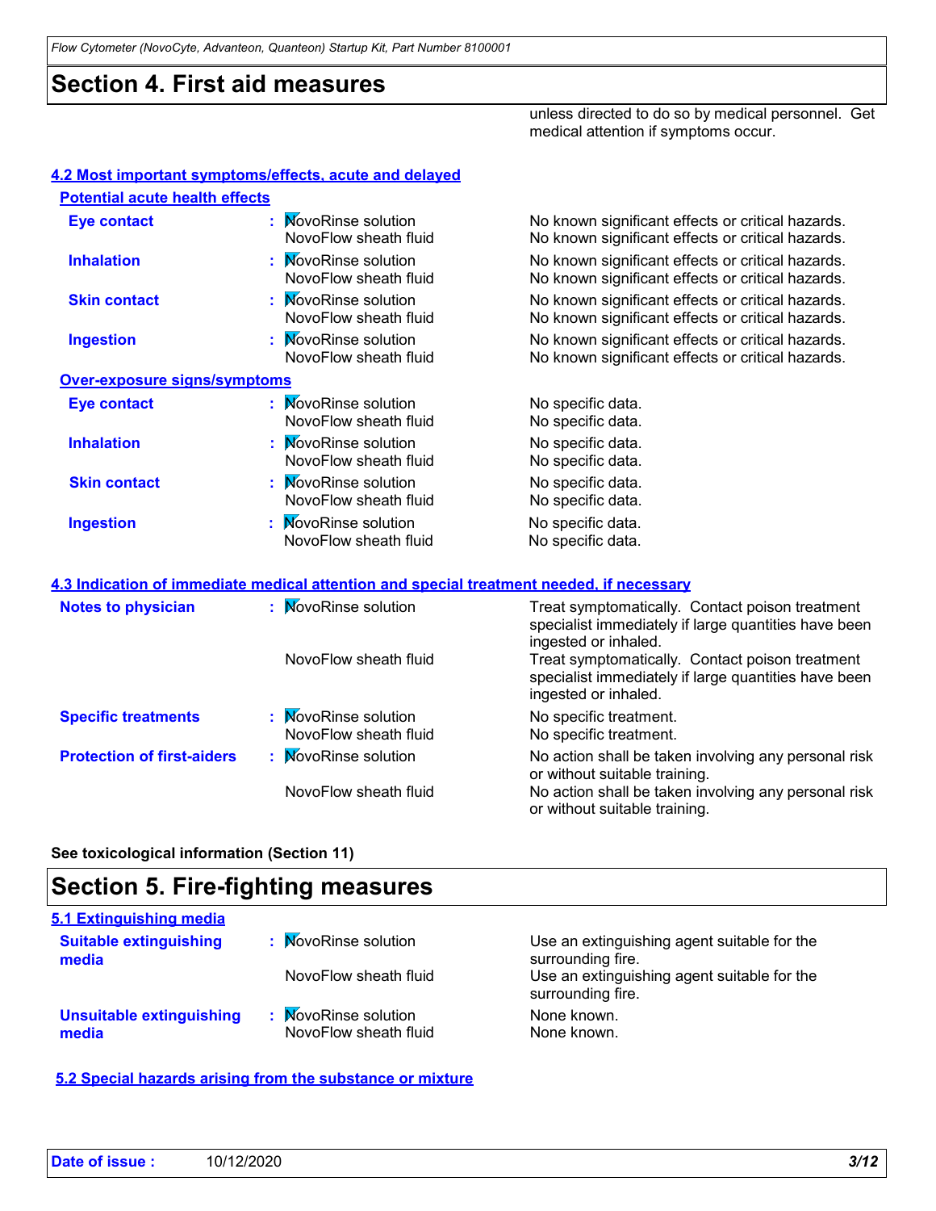## Section 4. First aid measures

unless directed to do so by medical personnel. Get medical attention if symptoms occur.

### 4.2 Most important symptoms/effects, acute and delayed

#### Potential acute health effects

| | | |
|---|---|---|
| **Eye contact** | NovoRinse solution | No known significant effects or critical hazards. |
| | NovoFlow sheath fluid | No known significant effects or critical hazards. |
| **Inhalation** | NovoRinse solution | No known significant effects or critical hazards. |
| | NovoFlow sheath fluid | No known significant effects or critical hazards. |
| **Skin contact** | NovoRinse solution | No known significant effects or critical hazards. |
| | NovoFlow sheath fluid | No known significant effects or critical hazards. |
| **Ingestion** | NovoRinse solution | No known significant effects or critical hazards. |
| | NovoFlow sheath fluid | No known significant effects or critical hazards. |

#### Over-exposure signs/symptoms

| | | |
|---|---|---|
| **Eye contact** | NovoRinse solution | No specific data. |
| | NovoFlow sheath fluid | No specific data. |
| **Inhalation** | NovoRinse solution | No specific data. |
| | NovoFlow sheath fluid | No specific data. |
| **Skin contact** | NovoRinse solution | No specific data. |
| | NovoFlow sheath fluid | No specific data. |
| **Ingestion** | NovoRinse solution | No specific data. |
| | NovoFlow sheath fluid | No specific data. |

### 4.3 Indication of immediate medical attention and special treatment needed, if necessary

| | | |
|---|---|---|
| **Notes to physician** | NovoRinse solution | Treat symptomatically. Contact poison treatment specialist immediately if large quantities have been ingested or inhaled. |
| | NovoFlow sheath fluid | Treat symptomatically. Contact poison treatment specialist immediately if large quantities have been ingested or inhaled. |
| **Specific treatments** | NovoRinse solution | No specific treatment. |
| | NovoFlow sheath fluid | No specific treatment. |
| **Protection of first-aiders** | NovoRinse solution | No action shall be taken involving any personal risk or without suitable training. |
| | NovoFlow sheath fluid | No action shall be taken involving any personal risk or without suitable training. |

**See toxicological information (Section 11)**

## Section 5. Fire-fighting measures

### 5.1 Extinguishing media

| | | |
|---|---|---|
| **Suitable extinguishing media** | NovoRinse solution | Use an extinguishing agent suitable for the surrounding fire. |
| | NovoFlow sheath fluid | Use an extinguishing agent suitable for the surrounding fire. |
| **Unsuitable extinguishing media** | NovoRinse solution | None known. |
| | NovoFlow sheath fluid | None known. |

### 5.2 Special hazards arising from the substance or mixture

**Date of issue :** 10/12/2020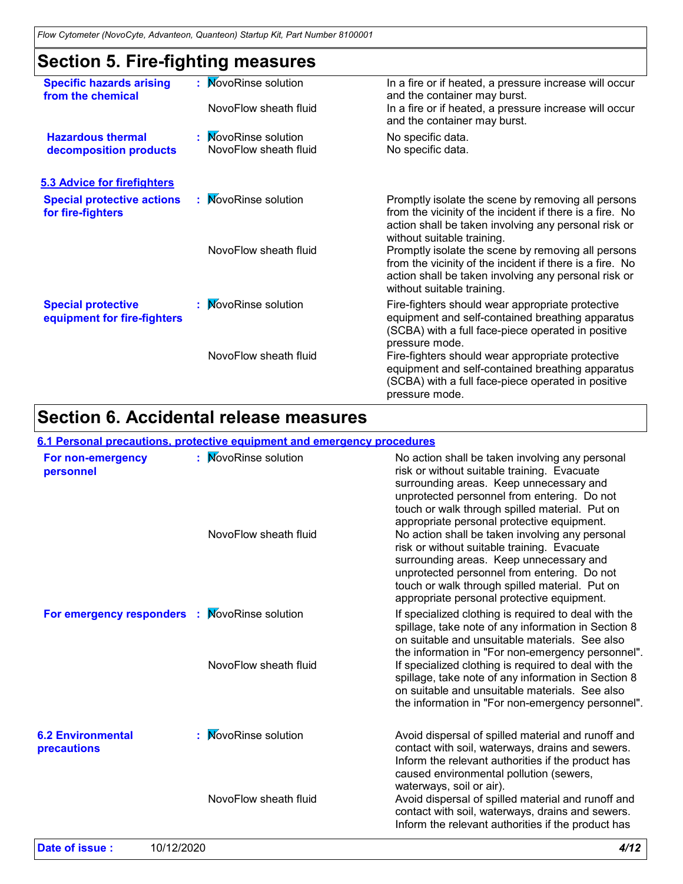## Section 5. Fire-fighting measures

| | | |
|---|---|---|
| **Specific hazards arising from the chemical** | NovoRinse solution | In a fire or if heated, a pressure increase will occur and the container may burst. |
| | NovoFlow sheath fluid | In a fire or if heated, a pressure increase will occur and the container may burst. |
| **Hazardous thermal decomposition products** | NovoRinse solution | No specific data. |
| | NovoFlow sheath fluid | No specific data. |

### 5.3 Advice for firefighters

| | | |
|---|---|---|
| **Special protective actions for fire-fighters** | NovoRinse solution | Promptly isolate the scene by removing all persons from the vicinity of the incident if there is a fire. No action shall be taken involving any personal risk or without suitable training. |
| | NovoFlow sheath fluid | Promptly isolate the scene by removing all persons from the vicinity of the incident if there is a fire. No action shall be taken involving any personal risk or without suitable training. |
| **Special protective equipment for fire-fighters** | NovoRinse solution | Fire-fighters should wear appropriate protective equipment and self-contained breathing apparatus (SCBA) with a full face-piece operated in positive pressure mode. |
| | NovoFlow sheath fluid | Fire-fighters should wear appropriate protective equipment and self-contained breathing apparatus (SCBA) with a full face-piece operated in positive pressure mode. |

## Section 6. Accidental release measures

### 6.1 Personal precautions, protective equipment and emergency procedures

| | | |
|---|---|---|
| **For non-emergency personnel** | NovoRinse solution | No action shall be taken involving any personal risk or without suitable training. Evacuate surrounding areas. Keep unnecessary and unprotected personnel from entering. Do not touch or walk through spilled material. Put on appropriate personal protective equipment. |
| | NovoFlow sheath fluid | No action shall be taken involving any personal risk or without suitable training. Evacuate surrounding areas. Keep unnecessary and unprotected personnel from entering. Do not touch or walk through spilled material. Put on appropriate personal protective equipment. |
| **For emergency responders** | NovoRinse solution | If specialized clothing is required to deal with the spillage, take note of any information in Section 8 on suitable and unsuitable materials. See also the information in "For non-emergency personnel". |
| | NovoFlow sheath fluid | If specialized clothing is required to deal with the spillage, take note of any information in Section 8 on suitable and unsuitable materials. See also the information in "For non-emergency personnel". |

| | | |
|---|---|---|
| **6.2 Environmental precautions** | NovoRinse solution | Avoid dispersal of spilled material and runoff and contact with soil, waterways, drains and sewers. Inform the relevant authorities if the product has caused environmental pollution (sewers, waterways, soil or air). |
| | NovoFlow sheath fluid | Avoid dispersal of spilled material and runoff and contact with soil, waterways, drains and sewers. Inform the relevant authorities if the product has |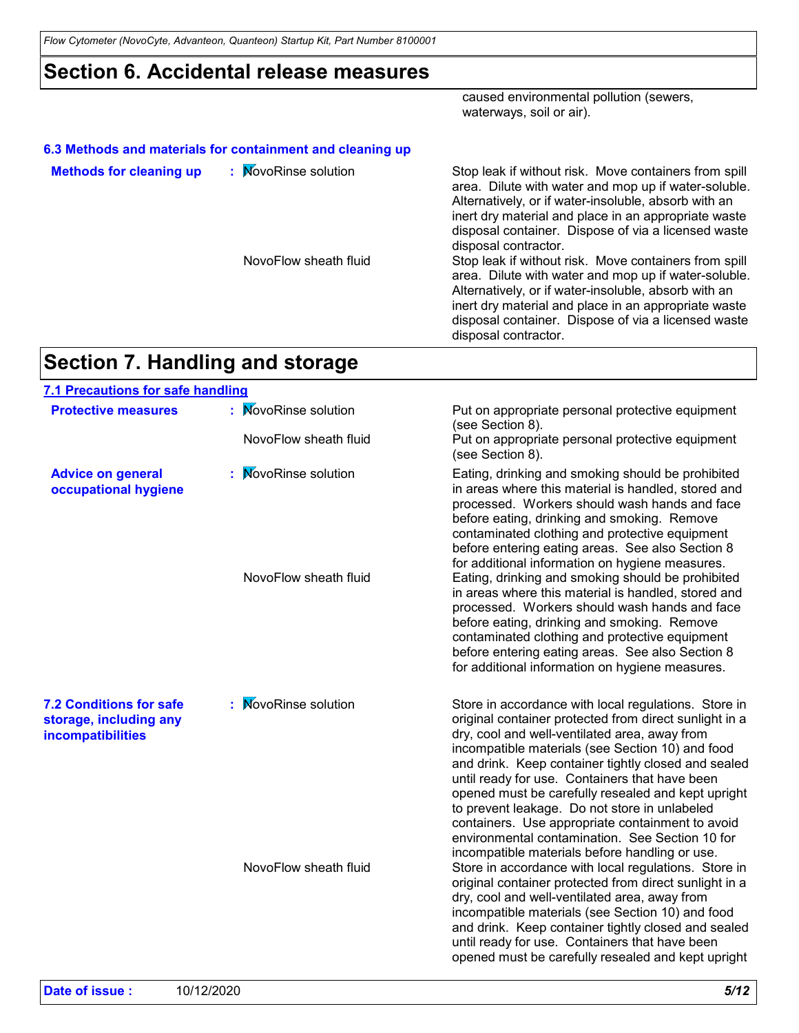## Section 6. Accidental release measures

caused environmental pollution (sewers, waterways, soil or air).

### 6.3 Methods and materials for containment and cleaning up

| | | |
|---|---|---|
| **Methods for cleaning up** : | NovoRinse solution | Stop leak if without risk. Move containers from spill area. Dilute with water and mop up if water-soluble. Alternatively, or if water-insoluble, absorb with an inert dry material and place in an appropriate waste disposal container. Dispose of via a licensed waste disposal contractor. |
| | NovoFlow sheath fluid | Stop leak if without risk. Move containers from spill area. Dilute with water and mop up if water-soluble. Alternatively, or if water-insoluble, absorb with an inert dry material and place in an appropriate waste disposal container. Dispose of via a licensed waste disposal contractor. |

## Section 7. Handling and storage

### 7.1 Precautions for safe handling

| | | |
|---|---|---|
| **Protective measures** : | NovoRinse solution | Put on appropriate personal protective equipment (see Section 8). |
| | NovoFlow sheath fluid | Put on appropriate personal protective equipment (see Section 8). |
| **Advice on general occupational hygiene** : | NovoRinse solution | Eating, drinking and smoking should be prohibited in areas where this material is handled, stored and processed. Workers should wash hands and face before eating, drinking and smoking. Remove contaminated clothing and protective equipment before entering eating areas. See also Section 8 for additional information on hygiene measures. |
| | NovoFlow sheath fluid | Eating, drinking and smoking should be prohibited in areas where this material is handled, stored and processed. Workers should wash hands and face before eating, drinking and smoking. Remove contaminated clothing and protective equipment before entering eating areas. See also Section 8 for additional information on hygiene measures. |

| | | |
|---|---|---|
| **7.2 Conditions for safe storage, including any incompatibilities** : | NovoRinse solution | Store in accordance with local regulations. Store in original container protected from direct sunlight in a dry, cool and well-ventilated area, away from incompatible materials (see Section 10) and food and drink. Keep container tightly closed and sealed until ready for use. Containers that have been opened must be carefully resealed and kept upright to prevent leakage. Do not store in unlabeled containers. Use appropriate containment to avoid environmental contamination. See Section 10 for incompatible materials before handling or use. |
| | NovoFlow sheath fluid | Store in accordance with local regulations. Store in original container protected from direct sunlight in a dry, cool and well-ventilated area, away from incompatible materials (see Section 10) and food and drink. Keep container tightly closed and sealed until ready for use. Containers that have been opened must be carefully resealed and kept upright |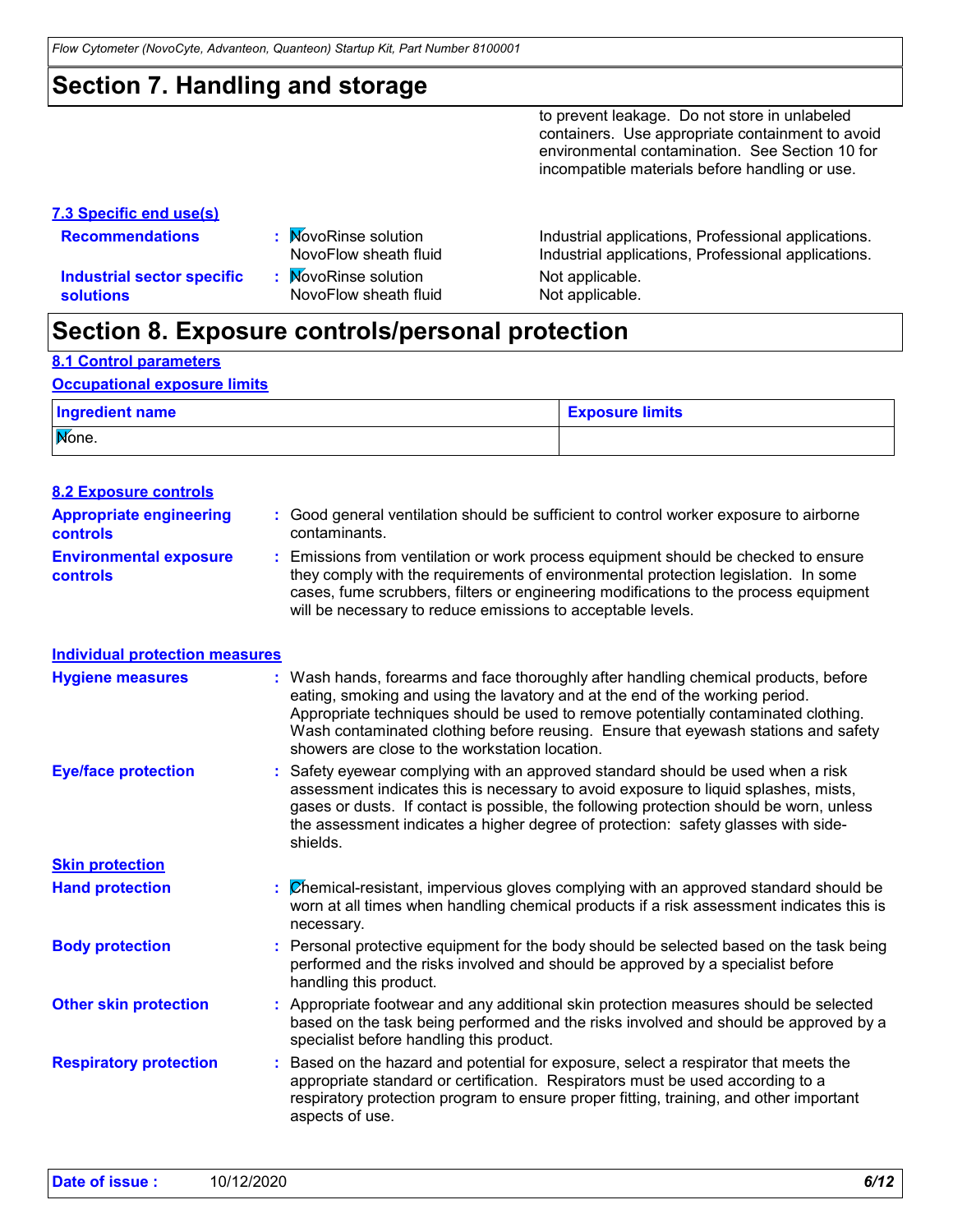## Section 7. Handling and storage

to prevent leakage. Do not store in unlabeled containers. Use appropriate containment to avoid environmental contamination. See Section 10 for incompatible materials before handling or use.

### 7.3 Specific end use(s)

**Recommendations** :
- NovoRinse solution — Industrial applications, Professional applications.
- NovoFlow sheath fluid — Industrial applications, Professional applications.

**Industrial sector specific solutions** :
- NovoRinse solution — Not applicable.
- NovoFlow sheath fluid — Not applicable.

## Section 8. Exposure controls/personal protection

### 8.1 Control parameters

#### Occupational exposure limits

| Ingredient name | Exposure limits |
| --- | --- |
| None. | |

### 8.2 Exposure controls

**Appropriate engineering controls** : Good general ventilation should be sufficient to control worker exposure to airborne contaminants.

**Environmental exposure controls** : Emissions from ventilation or work process equipment should be checked to ensure they comply with the requirements of environmental protection legislation. In some cases, fume scrubbers, filters or engineering modifications to the process equipment will be necessary to reduce emissions to acceptable levels.

#### Individual protection measures

**Hygiene measures** : Wash hands, forearms and face thoroughly after handling chemical products, before eating, smoking and using the lavatory and at the end of the working period. Appropriate techniques should be used to remove potentially contaminated clothing. Wash contaminated clothing before reusing. Ensure that eyewash stations and safety showers are close to the workstation location.

**Eye/face protection** : Safety eyewear complying with an approved standard should be used when a risk assessment indicates this is necessary to avoid exposure to liquid splashes, mists, gases or dusts. If contact is possible, the following protection should be worn, unless the assessment indicates a higher degree of protection: safety glasses with side-shields.

#### Skin protection

**Hand protection** : Chemical-resistant, impervious gloves complying with an approved standard should be worn at all times when handling chemical products if a risk assessment indicates this is necessary.

**Body protection** : Personal protective equipment for the body should be selected based on the task being performed and the risks involved and should be approved by a specialist before handling this product.

**Other skin protection** : Appropriate footwear and any additional skin protection measures should be selected based on the task being performed and the risks involved and should be approved by a specialist before handling this product.

**Respiratory protection** : Based on the hazard and potential for exposure, select a respirator that meets the appropriate standard or certification. Respirators must be used according to a respiratory protection program to ensure proper fitting, training, and other important aspects of use.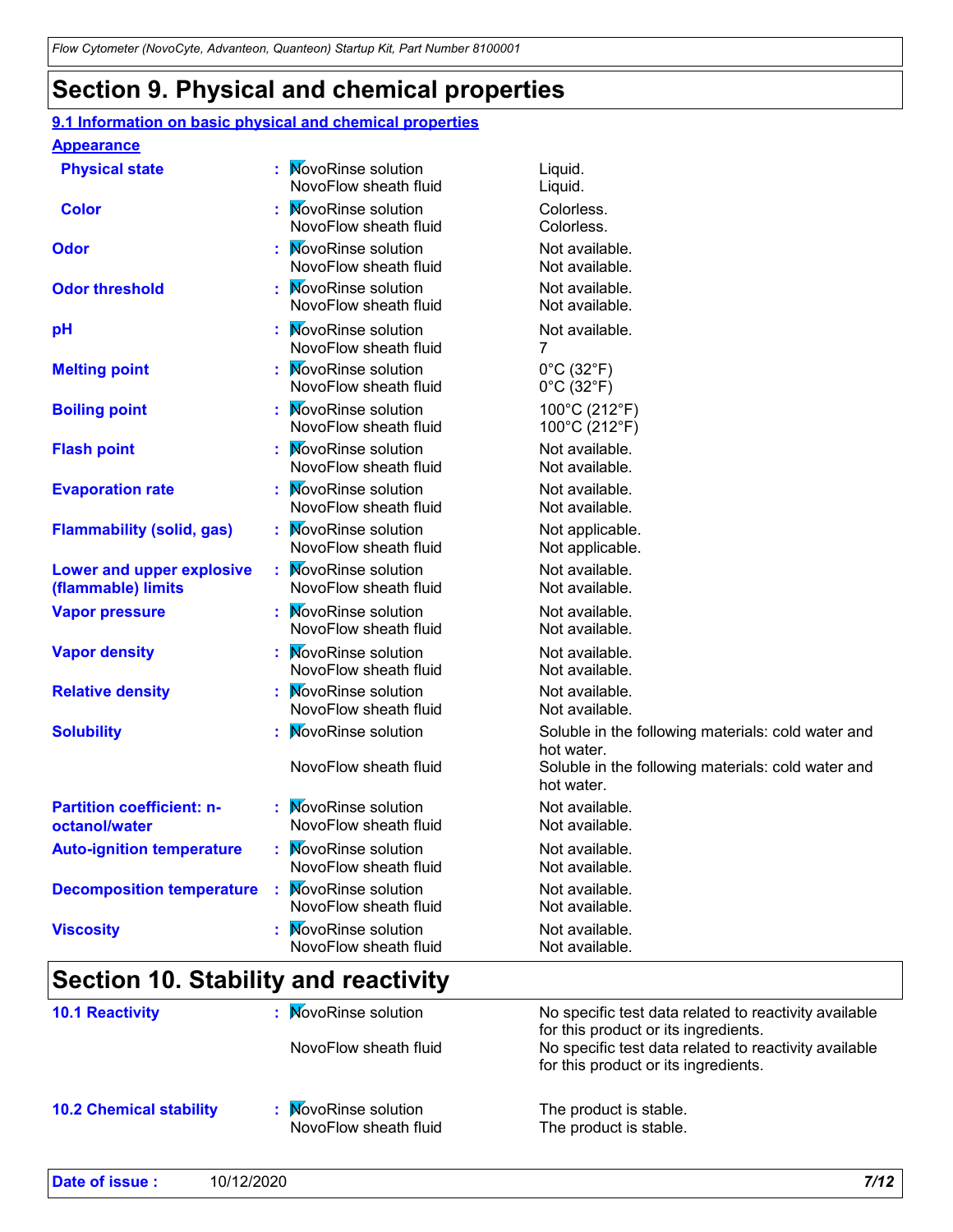# Section 9. Physical and chemical properties

## 9.1 Information on basic physical and chemical properties

### Appearance

| Property | Product | Value |
|---|---|---|
| **Physical state** | NovoRinse solution | Liquid. |
| | NovoFlow sheath fluid | Liquid. |
| **Color** | NovoRinse solution | Colorless. |
| | NovoFlow sheath fluid | Colorless. |
| **Odor** | NovoRinse solution | Not available. |
| | NovoFlow sheath fluid | Not available. |
| **Odor threshold** | NovoRinse solution | Not available. |
| | NovoFlow sheath fluid | Not available. |
| **pH** | NovoRinse solution | Not available. |
| | NovoFlow sheath fluid | 7 |
| **Melting point** | NovoRinse solution | 0°C (32°F) |
| | NovoFlow sheath fluid | 0°C (32°F) |
| **Boiling point** | NovoRinse solution | 100°C (212°F) |
| | NovoFlow sheath fluid | 100°C (212°F) |
| **Flash point** | NovoRinse solution | Not available. |
| | NovoFlow sheath fluid | Not available. |
| **Evaporation rate** | NovoRinse solution | Not available. |
| | NovoFlow sheath fluid | Not available. |
| **Flammability (solid, gas)** | NovoRinse solution | Not applicable. |
| | NovoFlow sheath fluid | Not applicable. |
| **Lower and upper explosive (flammable) limits** | NovoRinse solution | Not available. |
| | NovoFlow sheath fluid | Not available. |
| **Vapor pressure** | NovoRinse solution | Not available. |
| | NovoFlow sheath fluid | Not available. |
| **Vapor density** | NovoRinse solution | Not available. |
| | NovoFlow sheath fluid | Not available. |
| **Relative density** | NovoRinse solution | Not available. |
| | NovoFlow sheath fluid | Not available. |
| **Solubility** | NovoRinse solution | Soluble in the following materials: cold water and hot water. |
| | NovoFlow sheath fluid | Soluble in the following materials: cold water and hot water. |
| **Partition coefficient: n-octanol/water** | NovoRinse solution | Not available. |
| | NovoFlow sheath fluid | Not available. |
| **Auto-ignition temperature** | NovoRinse solution | Not available. |
| | NovoFlow sheath fluid | Not available. |
| **Decomposition temperature** | NovoRinse solution | Not available. |
| | NovoFlow sheath fluid | Not available. |
| **Viscosity** | NovoRinse solution | Not available. |
| | NovoFlow sheath fluid | Not available. |

# Section 10. Stability and reactivity

| Property | Product | Value |
|---|---|---|
| **10.1 Reactivity** | NovoRinse solution | No specific test data related to reactivity available for this product or its ingredients. |
| | NovoFlow sheath fluid | No specific test data related to reactivity available for this product or its ingredients. |
| **10.2 Chemical stability** | NovoRinse solution | The product is stable. |
| | NovoFlow sheath fluid | The product is stable. |

**Date of issue :** 10/12/2020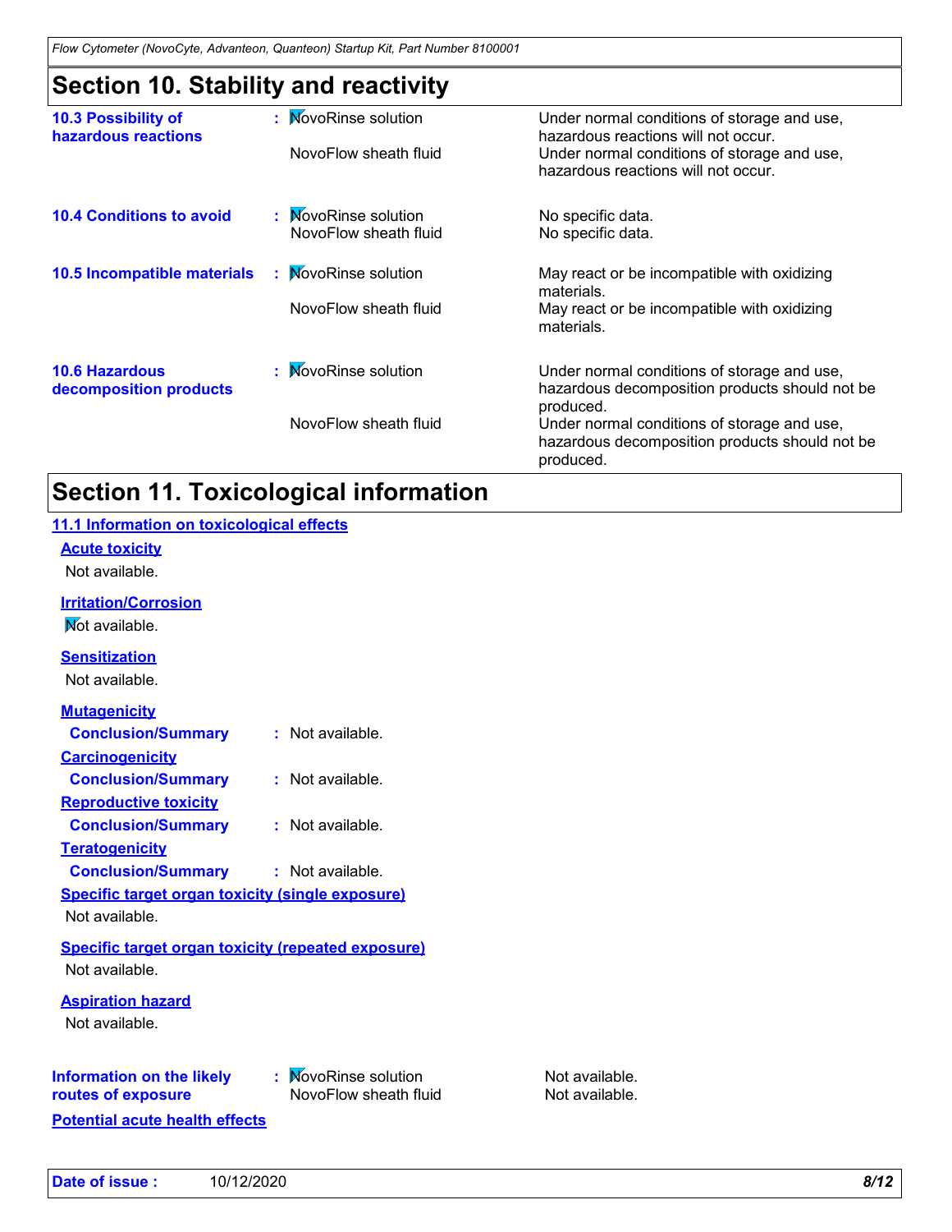## Section 10. Stability and reactivity

| | | |
|---|---|---|
| **10.3 Possibility of hazardous reactions** | NovoRinse solution | Under normal conditions of storage and use, hazardous reactions will not occur. |
| | NovoFlow sheath fluid | Under normal conditions of storage and use, hazardous reactions will not occur. |
| **10.4 Conditions to avoid** | NovoRinse solution | No specific data. |
| | NovoFlow sheath fluid | No specific data. |
| **10.5 Incompatible materials** | NovoRinse solution | May react or be incompatible with oxidizing materials. |
| | NovoFlow sheath fluid | May react or be incompatible with oxidizing materials. |
| **10.6 Hazardous decomposition products** | NovoRinse solution | Under normal conditions of storage and use, hazardous decomposition products should not be produced. |
| | NovoFlow sheath fluid | Under normal conditions of storage and use, hazardous decomposition products should not be produced. |

## Section 11. Toxicological information

### 11.1 Information on toxicological effects

**Acute toxicity**

Not available.

**Irritation/Corrosion**

Not available.

**Sensitization**

Not available.

**Mutagenicity**

**Conclusion/Summary** : Not available.

**Carcinogenicity**

**Conclusion/Summary** : Not available.

**Reproductive toxicity**

**Conclusion/Summary** : Not available.

**Teratogenicity**

**Conclusion/Summary** : Not available.

**Specific target organ toxicity (single exposure)**

Not available.

**Specific target organ toxicity (repeated exposure)**

Not available.

**Aspiration hazard**

Not available.

| | | |
|---|---|---|
| **Information on the likely routes of exposure** | NovoRinse solution | Not available. |
| | NovoFlow sheath fluid | Not available. |

**Potential acute health effects**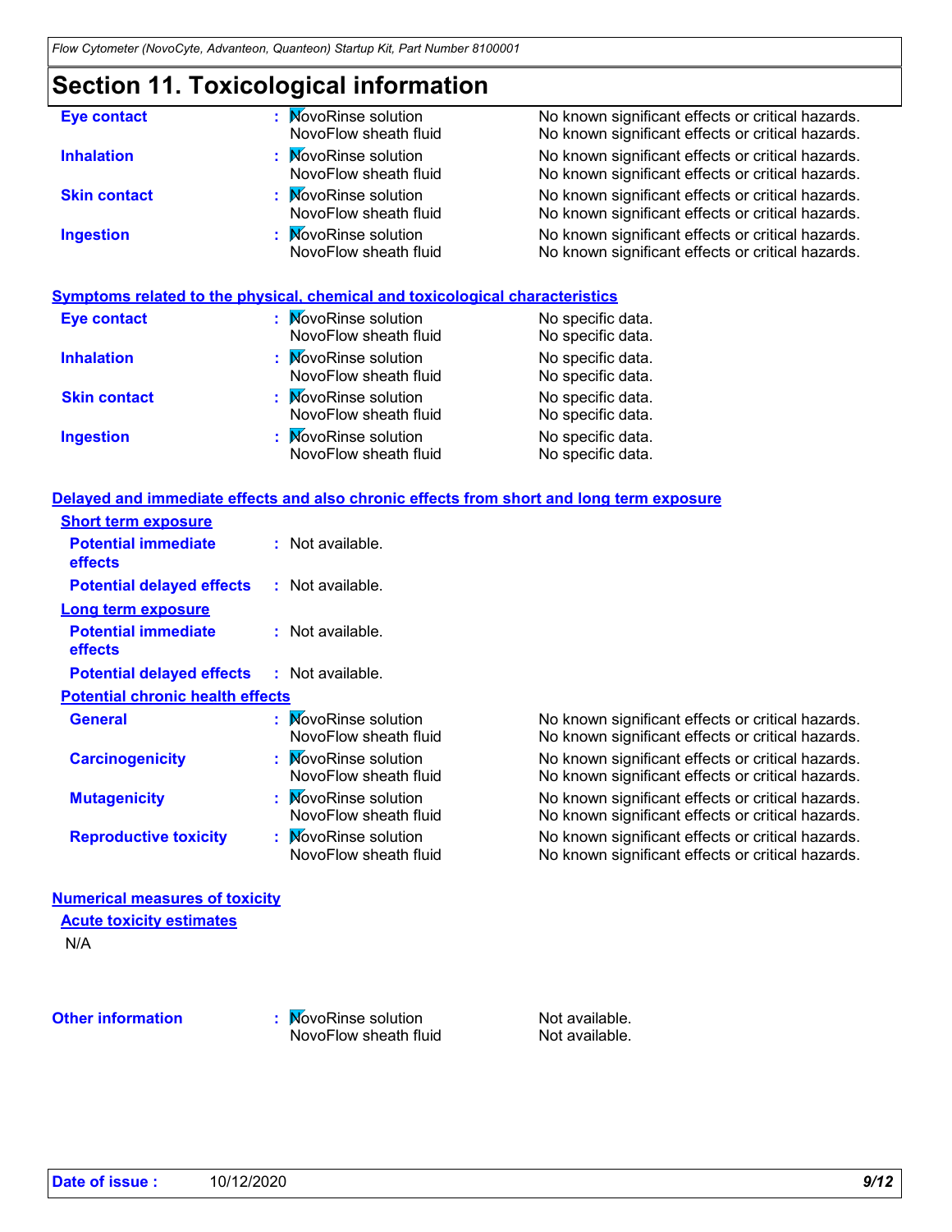## Section 11. Toxicological information

| | | |
|---|---|---|
| **Eye contact** | NovoRinse solution | No known significant effects or critical hazards. |
| | NovoFlow sheath fluid | No known significant effects or critical hazards. |
| **Inhalation** | NovoRinse solution | No known significant effects or critical hazards. |
| | NovoFlow sheath fluid | No known significant effects or critical hazards. |
| **Skin contact** | NovoRinse solution | No known significant effects or critical hazards. |
| | NovoFlow sheath fluid | No known significant effects or critical hazards. |
| **Ingestion** | NovoRinse solution | No known significant effects or critical hazards. |
| | NovoFlow sheath fluid | No known significant effects or critical hazards. |

### Symptoms related to the physical, chemical and toxicological characteristics

| | | |
|---|---|---|
| **Eye contact** | NovoRinse solution | No specific data. |
| | NovoFlow sheath fluid | No specific data. |
| **Inhalation** | NovoRinse solution | No specific data. |
| | NovoFlow sheath fluid | No specific data. |
| **Skin contact** | NovoRinse solution | No specific data. |
| | NovoFlow sheath fluid | No specific data. |
| **Ingestion** | NovoRinse solution | No specific data. |
| | NovoFlow sheath fluid | No specific data. |

### Delayed and immediate effects and also chronic effects from short and long term exposure

**Short term exposure**

**Potential immediate effects** : Not available.

**Potential delayed effects** : Not available.

**Long term exposure**

**Potential immediate effects** : Not available.

**Potential delayed effects** : Not available.

**Potential chronic health effects**

| | | |
|---|---|---|
| **General** | NovoRinse solution | No known significant effects or critical hazards. |
| | NovoFlow sheath fluid | No known significant effects or critical hazards. |
| **Carcinogenicity** | NovoRinse solution | No known significant effects or critical hazards. |
| | NovoFlow sheath fluid | No known significant effects or critical hazards. |
| **Mutagenicity** | NovoRinse solution | No known significant effects or critical hazards. |
| | NovoFlow sheath fluid | No known significant effects or critical hazards. |
| **Reproductive toxicity** | NovoRinse solution | No known significant effects or critical hazards. |
| | NovoFlow sheath fluid | No known significant effects or critical hazards. |

### Numerical measures of toxicity

**Acute toxicity estimates**

N/A

| | | |
|---|---|---|
| **Other information** | NovoRinse solution | Not available. |
| | NovoFlow sheath fluid | Not available. |

**Date of issue :** 10/12/2020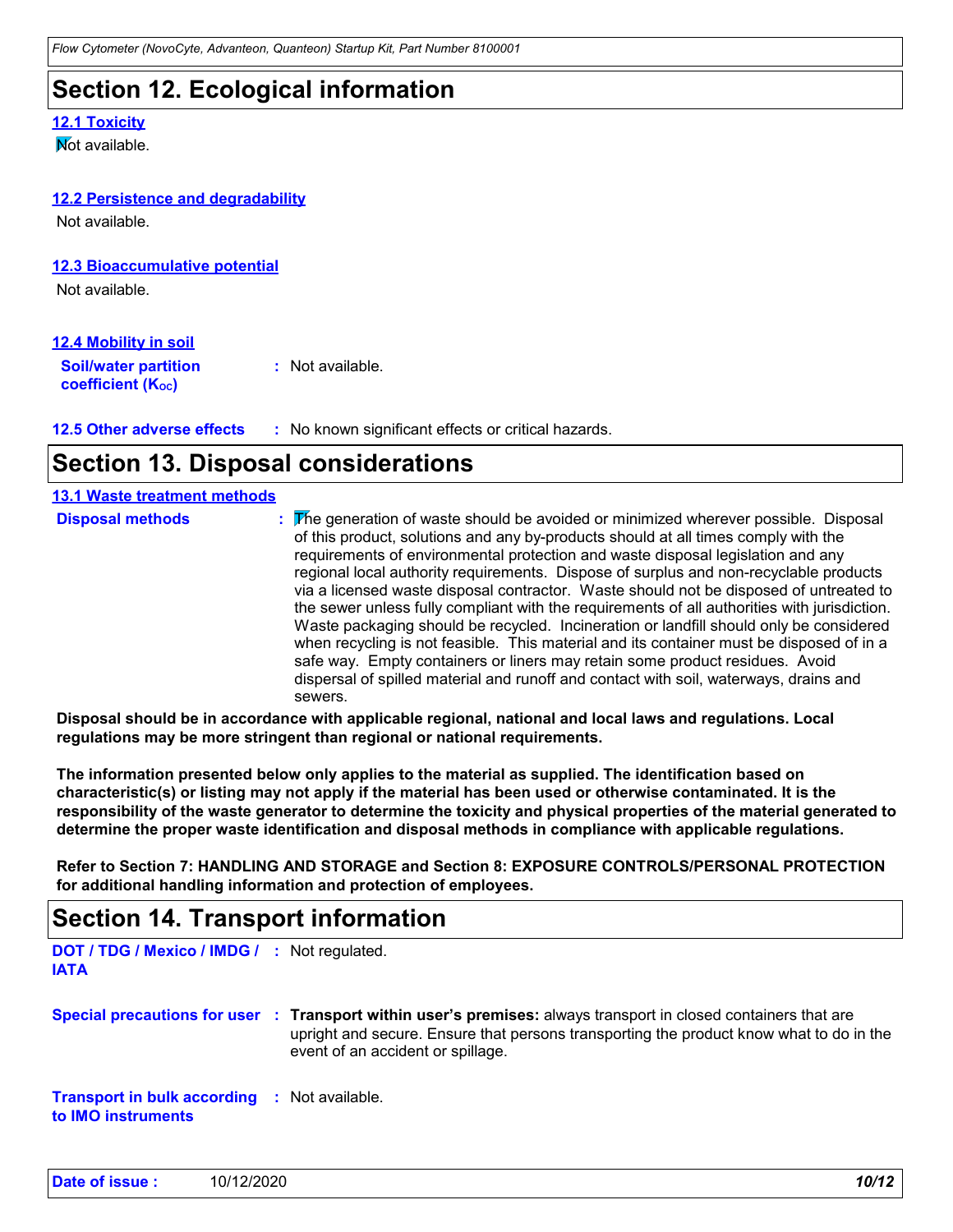## Section 12. Ecological information

### 12.1 Toxicity

Not available.

### 12.2 Persistence and degradability

Not available.

### 12.3 Bioaccumulative potential

Not available.

### 12.4 Mobility in soil

**Soil/water partition coefficient ($K_{OC}$)** : Not available.

**12.5 Other adverse effects** : No known significant effects or critical hazards.

## Section 13. Disposal considerations

### 13.1 Waste treatment methods

**Disposal methods** : The generation of waste should be avoided or minimized wherever possible. Disposal of this product, solutions and any by-products should at all times comply with the requirements of environmental protection and waste disposal legislation and any regional local authority requirements. Dispose of surplus and non-recyclable products via a licensed waste disposal contractor. Waste should not be disposed of untreated to the sewer unless fully compliant with the requirements of all authorities with jurisdiction. Waste packaging should be recycled. Incineration or landfill should only be considered when recycling is not feasible. This material and its container must be disposed of in a safe way. Empty containers or liners may retain some product residues. Avoid dispersal of spilled material and runoff and contact with soil, waterways, drains and sewers.

**Disposal should be in accordance with applicable regional, national and local laws and regulations. Local regulations may be more stringent than regional or national requirements.**

**The information presented below only applies to the material as supplied. The identification based on characteristic(s) or listing may not apply if the material has been used or otherwise contaminated. It is the responsibility of the waste generator to determine the toxicity and physical properties of the material generated to determine the proper waste identification and disposal methods in compliance with applicable regulations.**

**Refer to Section 7: HANDLING AND STORAGE and Section 8: EXPOSURE CONTROLS/PERSONAL PROTECTION for additional handling information and protection of employees.**

## Section 14. Transport information

**DOT / TDG / Mexico / IMDG / IATA** : Not regulated.

**Special precautions for user** : **Transport within user's premises:** always transport in closed containers that are upright and secure. Ensure that persons transporting the product know what to do in the event of an accident or spillage.

**Transport in bulk according to IMO instruments** : Not available.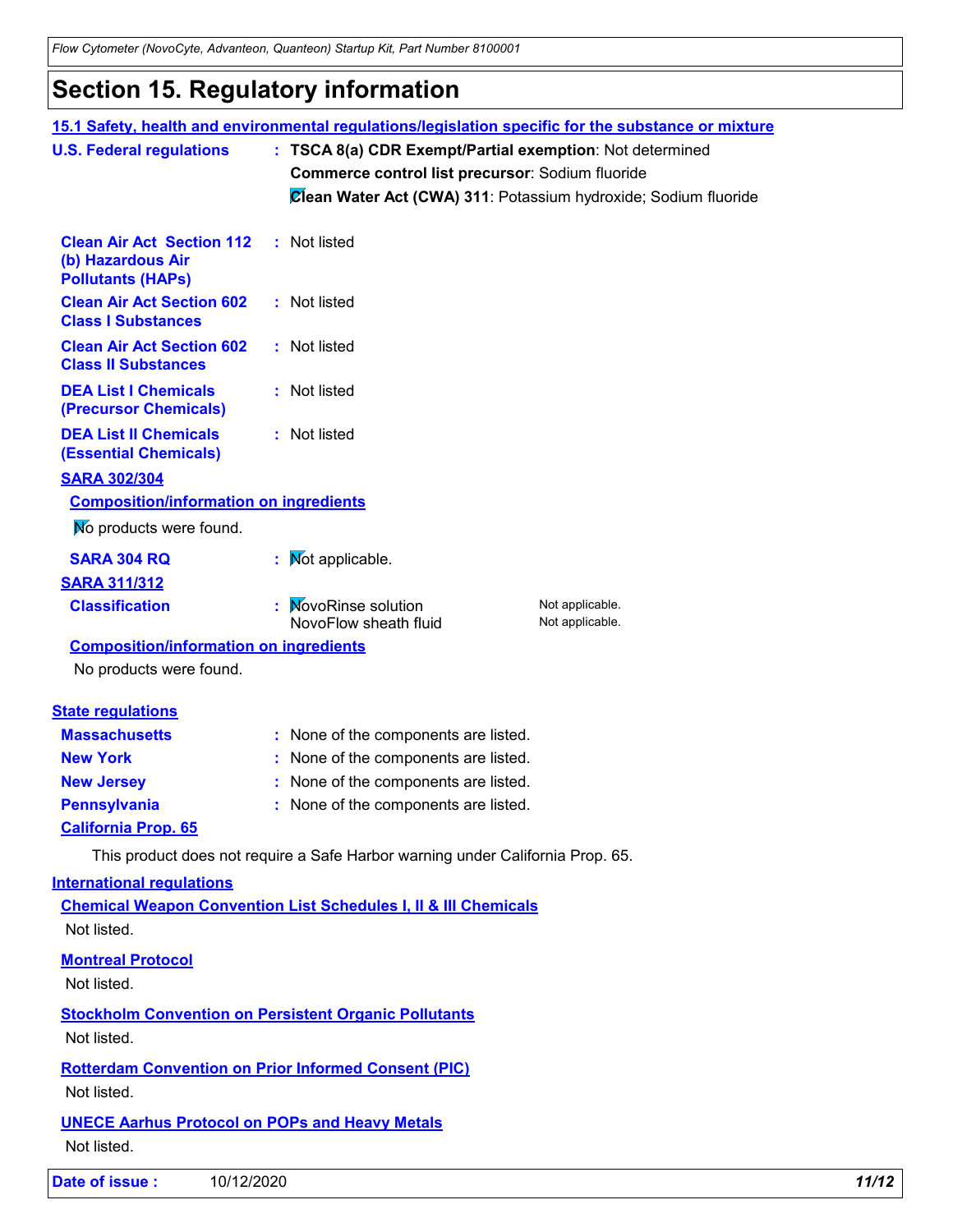# Section 15. Regulatory information

## 15.1 Safety, health and environmental regulations/legislation specific for the substance or mixture

**U.S. Federal regulations** : **TSCA 8(a) CDR Exempt/Partial exemption**: Not determined

**Commerce control list precursor**: Sodium fluoride

**Clean Water Act (CWA) 311**: Potassium hydroxide; Sodium fluoride

**Clean Air Act Section 112 (b) Hazardous Air Pollutants (HAPs)** : Not listed

**Clean Air Act Section 602 Class I Substances** : Not listed

**Clean Air Act Section 602 Class II Substances** : Not listed

**DEA List I Chemicals (Precursor Chemicals)** : Not listed

**DEA List II Chemicals (Essential Chemicals)** : Not listed

### SARA 302/304

#### Composition/information on ingredients

No products were found.

**SARA 304 RQ** : Not applicable.

### SARA 311/312

**Classification** :

| | |
|---|---|
| NovoRinse solution | Not applicable. |
| NovoFlow sheath fluid | Not applicable. |

#### Composition/information on ingredients

No products were found.

### State regulations

**Massachusetts** : None of the components are listed.

**New York** : None of the components are listed.

**New Jersey** : None of the components are listed.

**Pennsylvania** : None of the components are listed.

#### California Prop. 65

This product does not require a Safe Harbor warning under California Prop. 65.

### International regulations

#### Chemical Weapon Convention List Schedules I, II & III Chemicals

Not listed.

#### Montreal Protocol

Not listed.

#### Stockholm Convention on Persistent Organic Pollutants

Not listed.

#### Rotterdam Convention on Prior Informed Consent (PIC)

Not listed.

#### UNECE Aarhus Protocol on POPs and Heavy Metals

Not listed.

**Date of issue :** 10/12/2020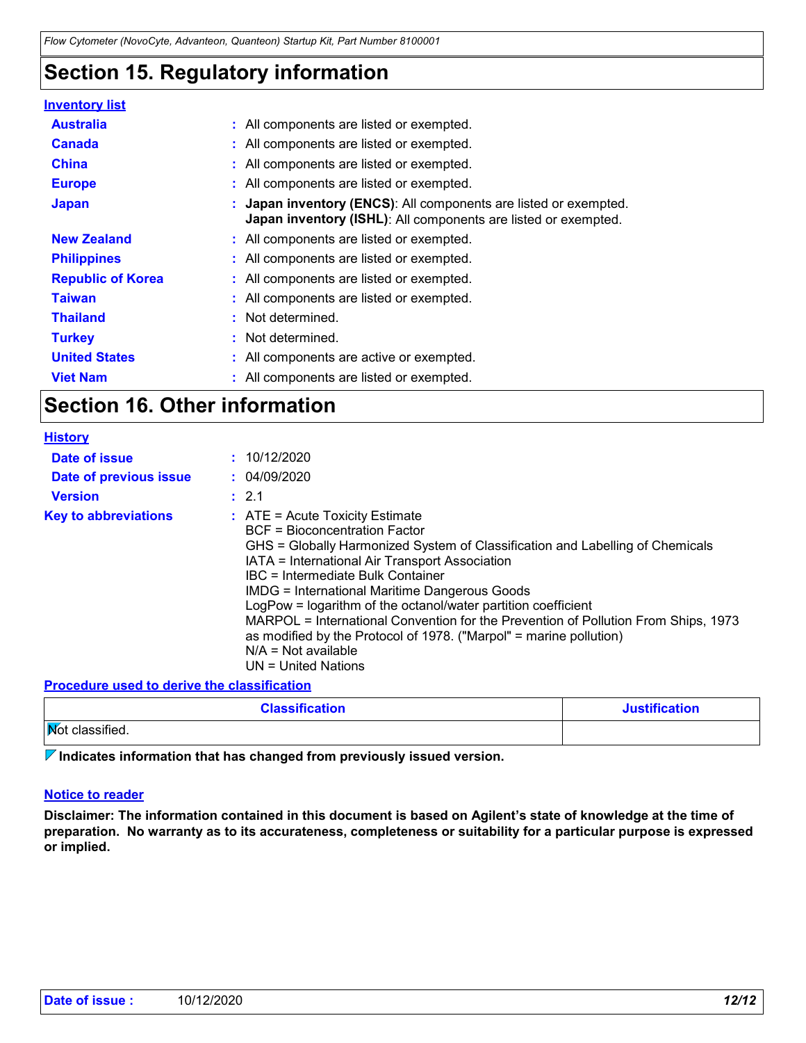## Section 15. Regulatory information

**Inventory list**

| | |
|---|---|
| **Australia** | : All components are listed or exempted. |
| **Canada** | : All components are listed or exempted. |
| **China** | : All components are listed or exempted. |
| **Europe** | : All components are listed or exempted. |
| **Japan** | : **Japan inventory (ENCS)**: All components are listed or exempted. **Japan inventory (ISHL)**: All components are listed or exempted. |
| **New Zealand** | : All components are listed or exempted. |
| **Philippines** | : All components are listed or exempted. |
| **Republic of Korea** | : All components are listed or exempted. |
| **Taiwan** | : All components are listed or exempted. |
| **Thailand** | : Not determined. |
| **Turkey** | : Not determined. |
| **United States** | : All components are active or exempted. |
| **Viet Nam** | : All components are listed or exempted. |

## Section 16. Other information

**History**

| | |
|---|---|
| **Date of issue** | : 10/12/2020 |
| **Date of previous issue** | : 04/09/2020 |
| **Version** | : 2.1 |

**Key to abbreviations** :
ATE = Acute Toxicity Estimate
BCF = Bioconcentration Factor
GHS = Globally Harmonized System of Classification and Labelling of Chemicals
IATA = International Air Transport Association
IBC = Intermediate Bulk Container
IMDG = International Maritime Dangerous Goods
LogPow = logarithm of the octanol/water partition coefficient
MARPOL = International Convention for the Prevention of Pollution From Ships, 1973 as modified by the Protocol of 1978. ("Marpol" = marine pollution)
N/A = Not available
UN = United Nations

**Procedure used to derive the classification**

| Classification | Justification |
|---|---|
| Not classified. | |

**Indicates information that has changed from previously issued version.**

**Notice to reader**

**Disclaimer: The information contained in this document is based on Agilent's state of knowledge at the time of preparation. No warranty as to its accurateness, completeness or suitability for a particular purpose is expressed or implied.**